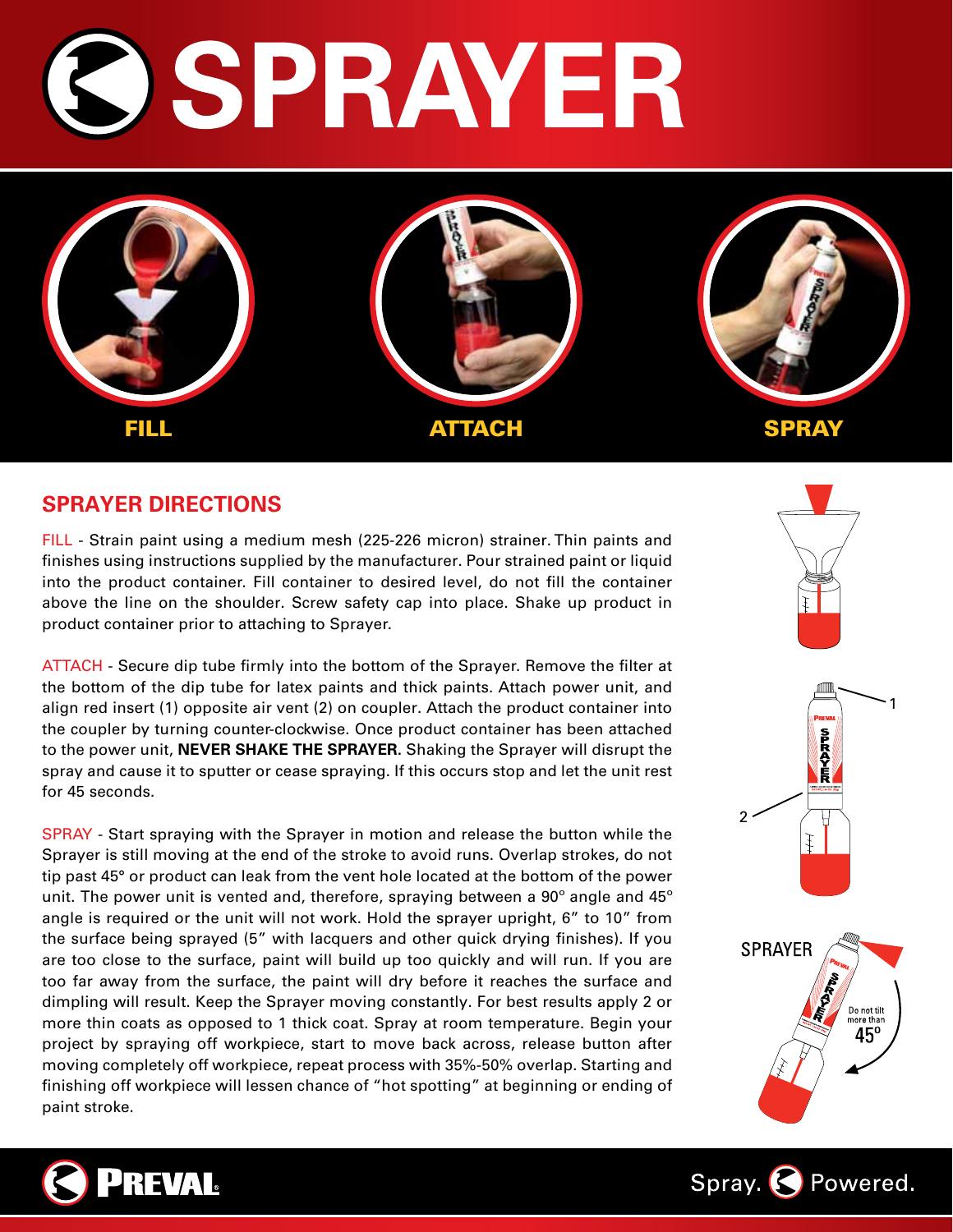# SPRAYER

FILL

ATTACH

SPRAY

## SPRAYER DIRECTIONS

FILL - Strain paint using a medium mesh (225-226 micron) strainer. Thin paints and finishes using instructions supplied by the manufacturer. Pour strained paint or liquid into the product container. Fill container to desired level, do not fill the container above the line on the shoulder. Screw safety cap into place. Shake up product in product container prior to attaching to Sprayer.

ATTACH - Secure dip tube firmly into the bottom of the Sprayer. Remove the filter at the bottom of the dip tube for latex paints and thick paints. Attach power unit, and align red insert (1) opposite air vent (2) on coupler. Attach the product container into the coupler by turning counter-clockwise. Once product container has been attached to the power unit, **NEVER SHAKE THE SPRAYER.** Shaking the Sprayer will disrupt the spray and cause it to sputter or cease spraying. If this occurs stop and let the unit rest for 45 seconds.

SPRAY - Start spraying with the Sprayer in motion and release the button while the Sprayer is still moving at the end of the stroke to avoid runs. Overlap strokes, do not tip past 45° or product can leak from the vent hole located at the bottom of the power unit. The power unit is vented and, therefore, spraying between a 90° angle and 45° angle is required or the unit will not work. Hold the sprayer upright, 6" to 10" from the surface being sprayed (5" with lacquers and other quick drying finishes). If you are too close to the surface, paint will build up too quickly and will run. If you are too far away from the surface, the paint will dry before it reaches the surface and dimpling will result. Keep the Sprayer moving constantly. For best results apply 2 or more thin coats as opposed to 1 thick coat. Spray at room temperature. Begin your project by spraying off workpiece, start to move back across, release button after moving completely off workpiece, repeat process with 35%-50% overlap. Starting and finishing off workpiece will lessen chance of "hot spotting" at beginning or ending of paint stroke.

1

2

SPRAYER

Do not tilt more than 45°

PREVAL

Spray. Powered.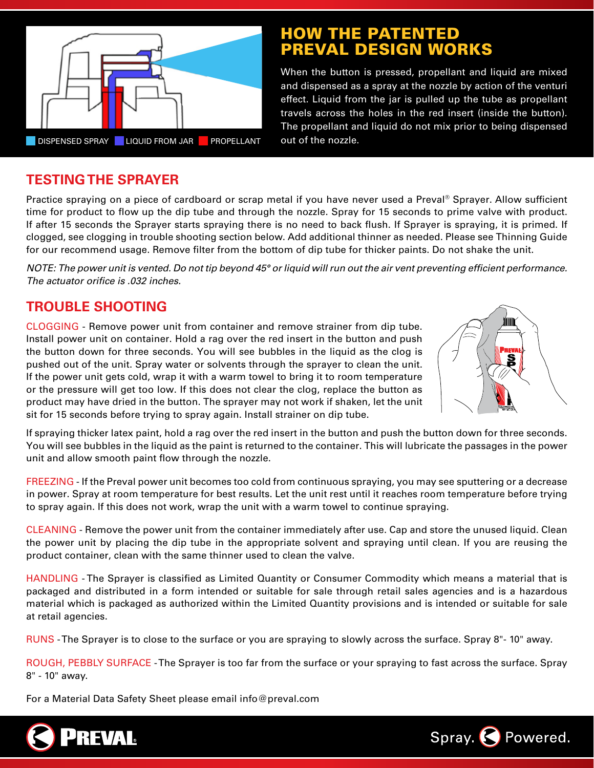DISPENSED SPRAY   LIQUID FROM JAR   PROPELLANT

## HOW THE PATENTED PREVAL DESIGN WORKS

When the button is pressed, propellant and liquid are mixed and dispensed as a spray at the nozzle by action of the venturi effect. Liquid from the jar is pulled up the tube as propellant travels across the holes in the red insert (inside the button). The propellant and liquid do not mix prior to being dispensed out of the nozzle.

## TESTING THE SPRAYER

Practice spraying on a piece of cardboard or scrap metal if you have never used a Preval® Sprayer. Allow sufficient time for product to flow up the dip tube and through the nozzle. Spray for 15 seconds to prime valve with product. If after 15 seconds the Sprayer starts spraying there is no need to back flush. If Sprayer is spraying, it is primed. If clogged, see clogging in trouble shooting section below. Add additional thinner as needed. Please see Thinning Guide for our recommend usage. Remove filter from the bottom of dip tube for thicker paints. Do not shake the unit.

*NOTE: The power unit is vented. Do not tip beyond 45° or liquid will run out the air vent preventing efficient performance. The actuator orifice is .032 inches.*

## TROUBLE SHOOTING

CLOGGING - Remove power unit from container and remove strainer from dip tube. Install power unit on container. Hold a rag over the red insert in the button and push the button down for three seconds. You will see bubbles in the liquid as the clog is pushed out of the unit. Spray water or solvents through the sprayer to clean the unit. If the power unit gets cold, wrap it with a warm towel to bring it to room temperature or the pressure will get too low. If this does not clear the clog, replace the button as product may have dried in the button. The sprayer may not work if shaken, let the unit sit for 15 seconds before trying to spray again. Install strainer on dip tube.

If spraying thicker latex paint, hold a rag over the red insert in the button and push the button down for three seconds. You will see bubbles in the liquid as the paint is returned to the container. This will lubricate the passages in the power unit and allow smooth paint flow through the nozzle.

FREEZING - If the Preval power unit becomes too cold from continuous spraying, you may see sputtering or a decrease in power. Spray at room temperature for best results. Let the unit rest until it reaches room temperature before trying to spray again. If this does not work, wrap the unit with a warm towel to continue spraying.

CLEANING - Remove the power unit from the container immediately after use. Cap and store the unused liquid. Clean the power unit by placing the dip tube in the appropriate solvent and spraying until clean. If you are reusing the product container, clean with the same thinner used to clean the valve.

HANDLING - The Sprayer is classified as Limited Quantity or Consumer Commodity which means a material that is packaged and distributed in a form intended or suitable for sale through retail sales agencies and is a hazardous material which is packaged as authorized within the Limited Quantity provisions and is intended or suitable for sale at retail agencies.

RUNS - The Sprayer is to close to the surface or you are spraying to slowly across the surface. Spray 8"- 10" away.

ROUGH, PEBBLY SURFACE - The Sprayer is too far from the surface or your spraying to fast across the surface. Spray 8" - 10" away.

For a Material Data Safety Sheet please email info@preval.com

PREVAL® Spray. Powered.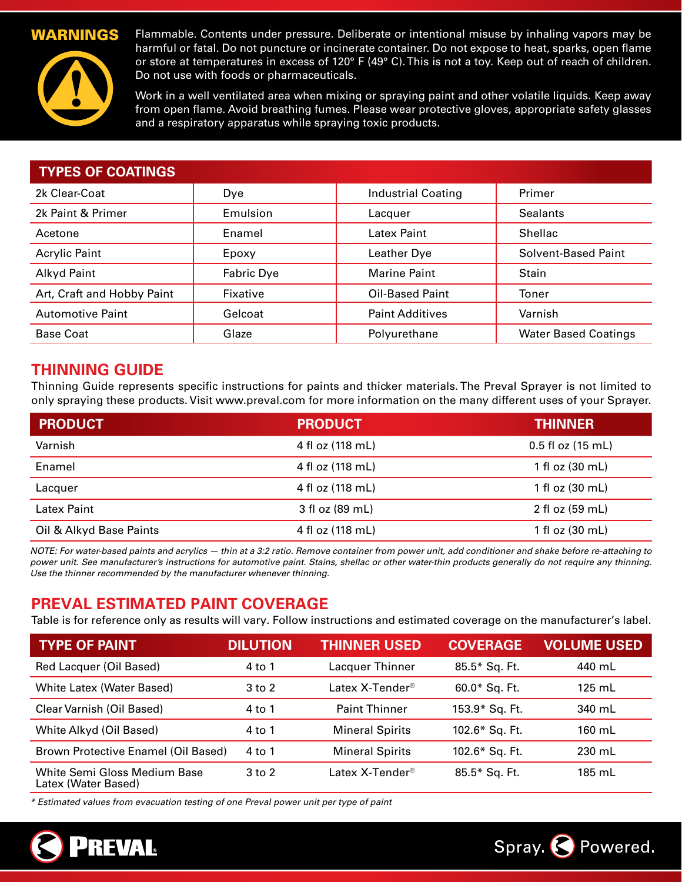## WARNINGS

Flammable. Contents under pressure. Deliberate or intentional misuse by inhaling vapors may be harmful or fatal. Do not puncture or incinerate container. Do not expose to heat, sparks, open flame or store at temperatures in excess of 120° F (49° C). This is not a toy. Keep out of reach of children. Do not use with foods or pharmaceuticals.

Work in a well ventilated area when mixing or spraying paint and other volatile liquids. Keep away from open flame. Avoid breathing fumes. Please wear protective gloves, appropriate safety glasses and a respiratory apparatus while spraying toxic products.

## TYPES OF COATINGS

| | | | |
|---|---|---|---|
| 2k Clear-Coat | Dye | Industrial Coating | Primer |
| 2k Paint & Primer | Emulsion | Lacquer | Sealants |
| Acetone | Enamel | Latex Paint | Shellac |
| Acrylic Paint | Epoxy | Leather Dye | Solvent-Based Paint |
| Alkyd Paint | Fabric Dye | Marine Paint | Stain |
| Art, Craft and Hobby Paint | Fixative | Oil-Based Paint | Toner |
| Automotive Paint | Gelcoat | Paint Additives | Varnish |
| Base Coat | Glaze | Polyurethane | Water Based Coatings |

## THINNING GUIDE

Thinning Guide represents specific instructions for paints and thicker materials. The Preval Sprayer is not limited to only spraying these products. Visit www.preval.com for more information on the many different uses of your Sprayer.

| PRODUCT | PRODUCT | THINNER |
|---|---|---|
| Varnish | 4 fl oz (118 mL) | 0.5 fl oz (15 mL) |
| Enamel | 4 fl oz (118 mL) | 1 fl oz (30 mL) |
| Lacquer | 4 fl oz (118 mL) | 1 fl oz (30 mL) |
| Latex Paint | 3 fl oz (89 mL) | 2 fl oz (59 mL) |
| Oil & Alkyd Base Paints | 4 fl oz (118 mL) | 1 fl oz (30 mL) |

*NOTE: For water-based paints and acrylics — thin at a 3:2 ratio. Remove container from power unit, add conditioner and shake before re-attaching to power unit. See manufacturer's instructions for automotive paint. Stains, shellac or other water-thin products generally do not require any thinning. Use the thinner recommended by the manufacturer whenever thinning.*

## PREVAL ESTIMATED PAINT COVERAGE

Table is for reference only as results will vary. Follow instructions and estimated coverage on the manufacturer's label.

| TYPE OF PAINT | DILUTION | THINNER USED | COVERAGE | VOLUME USED |
|---|---|---|---|---|
| Red Lacquer (Oil Based) | 4 to 1 | Lacquer Thinner | 85.5* Sq. Ft. | 440 mL |
| White Latex (Water Based) | 3 to 2 | Latex X-Tender® | 60.0* Sq. Ft. | 125 mL |
| Clear Varnish (Oil Based) | 4 to 1 | Paint Thinner | 153.9* Sq. Ft. | 340 mL |
| White Alkyd (Oil Based) | 4 to 1 | Mineral Spirits | 102.6* Sq. Ft. | 160 mL |
| Brown Protective Enamel (Oil Based) | 4 to 1 | Mineral Spirits | 102.6* Sq. Ft. | 230 mL |
| White Semi Gloss Medium Base Latex (Water Based) | 3 to 2 | Latex X-Tender® | 85.5* Sq. Ft. | 185 mL |

*\* Estimated values from evacuation testing of one Preval power unit per type of paint*

PREVAL

Spray. Powered.